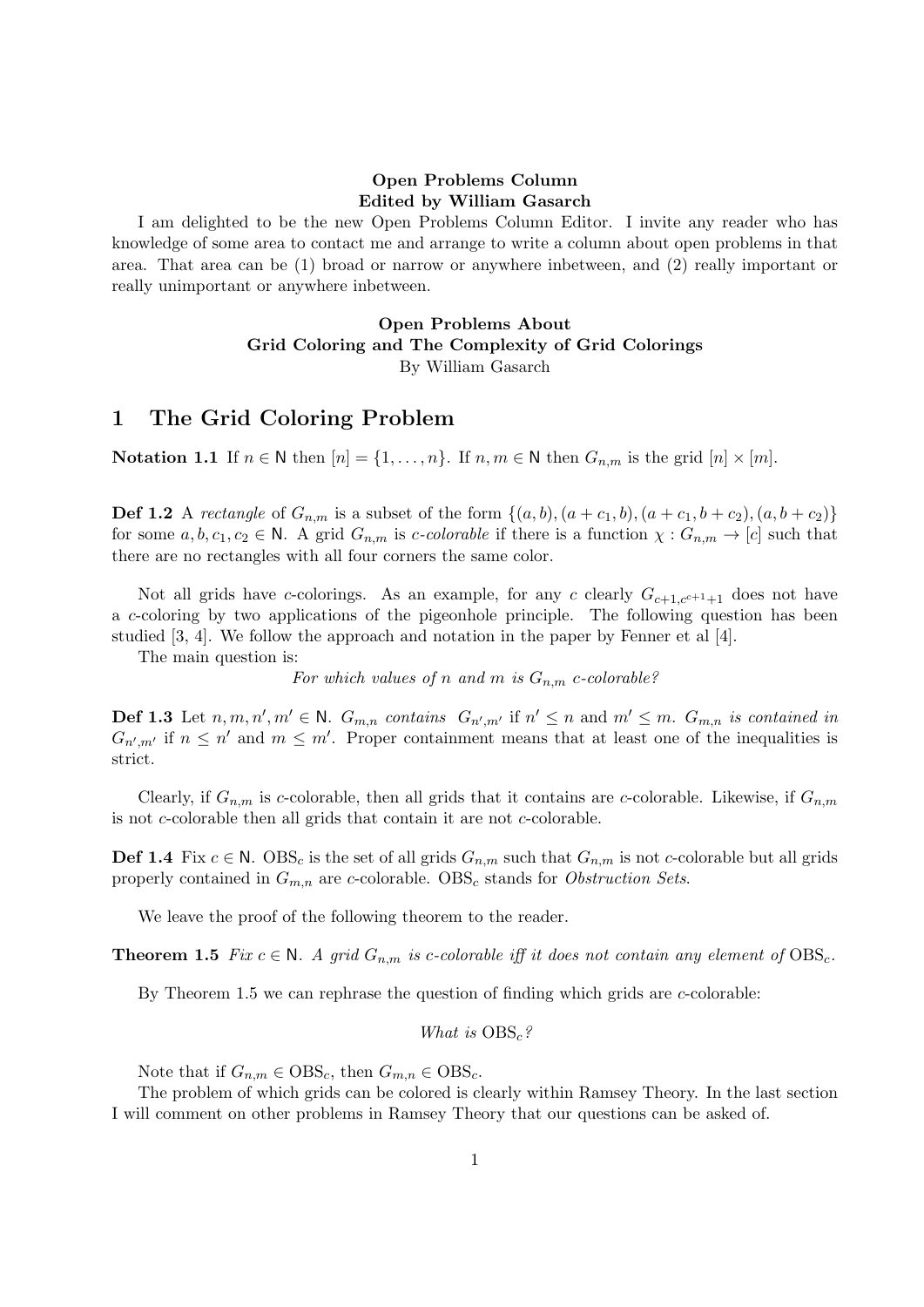**Open Problems Column**
**Edited by William Gasarch**

I am delighted to be the new Open Problems Column Editor. I invite any reader who has knowledge of some area to contact me and arrange to write a column about open problems in that area. That area can be (1) broad or narrow or anywhere inbetween, and (2) really important or really unimportant or anywhere inbetween.

**Open Problems About**
**Grid Coloring and The Complexity of Grid Colorings**
By William Gasarch

# 1 The Grid Coloring Problem

**Notation 1.1** If $n \in \mathsf{N}$ then $[n] = \{1, \ldots, n\}$. If $n, m \in \mathsf{N}$ then $G_{n,m}$ is the grid $[n] \times [m]$.

**Def 1.2** A *rectangle* of $G_{n,m}$ is a subset of the form $\{(a,b), (a+c_1, b), (a+c_1, b+c_2), (a, b+c_2)\}$ for some $a, b, c_1, c_2 \in \mathsf{N}$. A grid $G_{n,m}$ is *c-colorable* if there is a function $\chi : G_{n,m} \rightarrow [c]$ such that there are no rectangles with all four corners the same color.

Not all grids have $c$-colorings. As an example, for any $c$ clearly $G_{c+1, c^{c+1}+1}$ does not have a $c$-coloring by two applications of the pigeonhole principle. The following question has been studied [3, 4]. We follow the approach and notation in the paper by Fenner et al [4].

The main question is:

*For which values of $n$ and $m$ is $G_{n,m}$ c-colorable?*

**Def 1.3** Let $n, m, n', m' \in \mathsf{N}$. $G_{m,n}$ *contains* $G_{n',m'}$ if $n' \leq n$ and $m' \leq m$. $G_{m,n}$ *is contained in* $G_{n',m'}$ if $n \leq n'$ and $m \leq m'$. Proper containment means that at least one of the inequalities is strict.

Clearly, if $G_{n,m}$ is $c$-colorable, then all grids that it contains are $c$-colorable. Likewise, if $G_{n,m}$ is not $c$-colorable then all grids that contain it are not $c$-colorable.

**Def 1.4** Fix $c \in \mathsf{N}$. $\mathrm{OBS}_c$ is the set of all grids $G_{n,m}$ such that $G_{n,m}$ is not $c$-colorable but all grids properly contained in $G_{m,n}$ are $c$-colorable. $\mathrm{OBS}_c$ stands for *Obstruction Sets*.

We leave the proof of the following theorem to the reader.

**Theorem 1.5** *Fix $c \in \mathsf{N}$. A grid $G_{n,m}$ is c-colorable iff it does not contain any element of $\mathrm{OBS}_c$.*

By Theorem 1.5 we can rephrase the question of finding which grids are $c$-colorable:

*What is $\mathrm{OBS}_c$?*

Note that if $G_{n,m} \in \mathrm{OBS}_c$, then $G_{m,n} \in \mathrm{OBS}_c$.

The problem of which grids can be colored is clearly within Ramsey Theory. In the last section I will comment on other problems in Ramsey Theory that our questions can be asked of.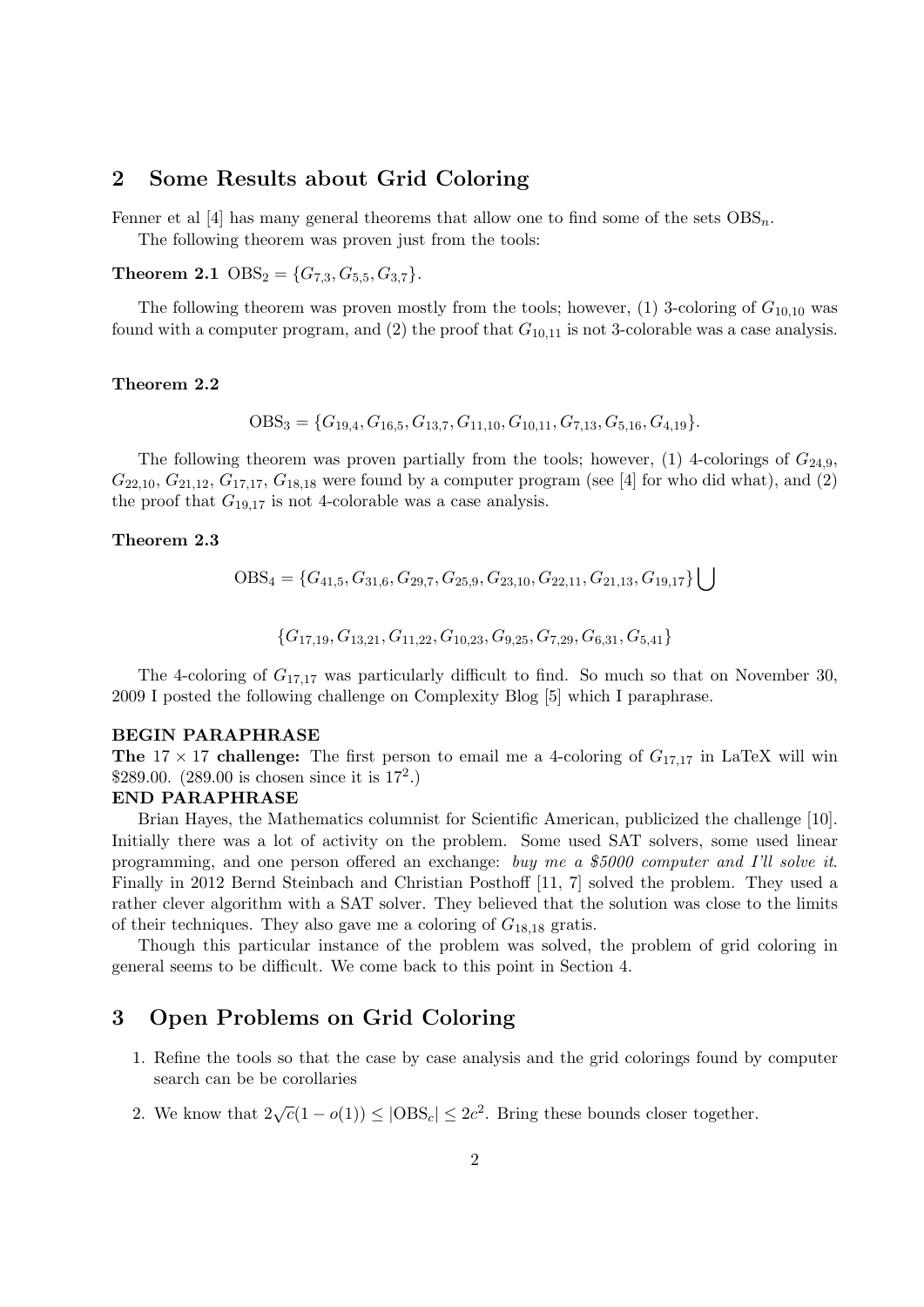## 2 Some Results about Grid Coloring

Fenner et al [4] has many general theorems that allow one to find some of the sets $\mathrm{OBS}_n$.

The following theorem was proven just from the tools:

**Theorem 2.1** $\mathrm{OBS}_2 = \{G_{7,3}, G_{5,5}, G_{3,7}\}$.

The following theorem was proven mostly from the tools; however, (1) 3-coloring of $G_{10,10}$ was found with a computer program, and (2) the proof that $G_{10,11}$ is not 3-colorable was a case analysis.

**Theorem 2.2**

$$\mathrm{OBS}_3 = \{G_{19,4}, G_{16,5}, G_{13,7}, G_{11,10}, G_{10,11}, G_{7,13}, G_{5,16}, G_{4,19}\}.$$

The following theorem was proven partially from the tools; however, (1) 4-colorings of $G_{24,9}$, $G_{22,10}$, $G_{21,12}$, $G_{17,17}$, $G_{18,18}$ were found by a computer program (see [4] for who did what), and (2) the proof that $G_{19,17}$ is not 4-colorable was a case analysis.

**Theorem 2.3**

$$\mathrm{OBS}_4 = \{G_{41,5}, G_{31,6}, G_{29,7}, G_{25,9}, G_{23,10}, G_{22,11}, G_{21,13}, G_{19,17}\} \bigcup$$

$$\{G_{17,19}, G_{13,21}, G_{11,22}, G_{10,23}, G_{9,25}, G_{7,29}, G_{6,31}, G_{5,41}\}$$

The 4-coloring of $G_{17,17}$ was particularly difficult to find. So much so that on November 30, 2009 I posted the following challenge on Complexity Blog [5] which I paraphrase.

**BEGIN PARAPHRASE**
**The** $17 \times 17$ **challenge:** The first person to email me a 4-coloring of $G_{17,17}$ in LaTeX will win \$289.00. (289.00 is chosen since it is $17^2$.)
**END PARAPHRASE**

Brian Hayes, the Mathematics columnist for Scientific American, publicized the challenge [10]. Initially there was a lot of activity on the problem. Some used SAT solvers, some used linear programming, and one person offered an exchange: *buy me a \$5000 computer and I'll solve it*. Finally in 2012 Bernd Steinbach and Christian Posthoff [11, 7] solved the problem. They used a rather clever algorithm with a SAT solver. They believed that the solution was close to the limits of their techniques. They also gave me a coloring of $G_{18,18}$ gratis.

Though this particular instance of the problem was solved, the problem of grid coloring in general seems to be difficult. We come back to this point in Section 4.

## 3 Open Problems on Grid Coloring

1. Refine the tools so that the case by case analysis and the grid colorings found by computer search can be be corollaries
2. We know that $2\sqrt{c}(1 - o(1)) \leq |\mathrm{OBS}_c| \leq 2c^2$. Bring these bounds closer together.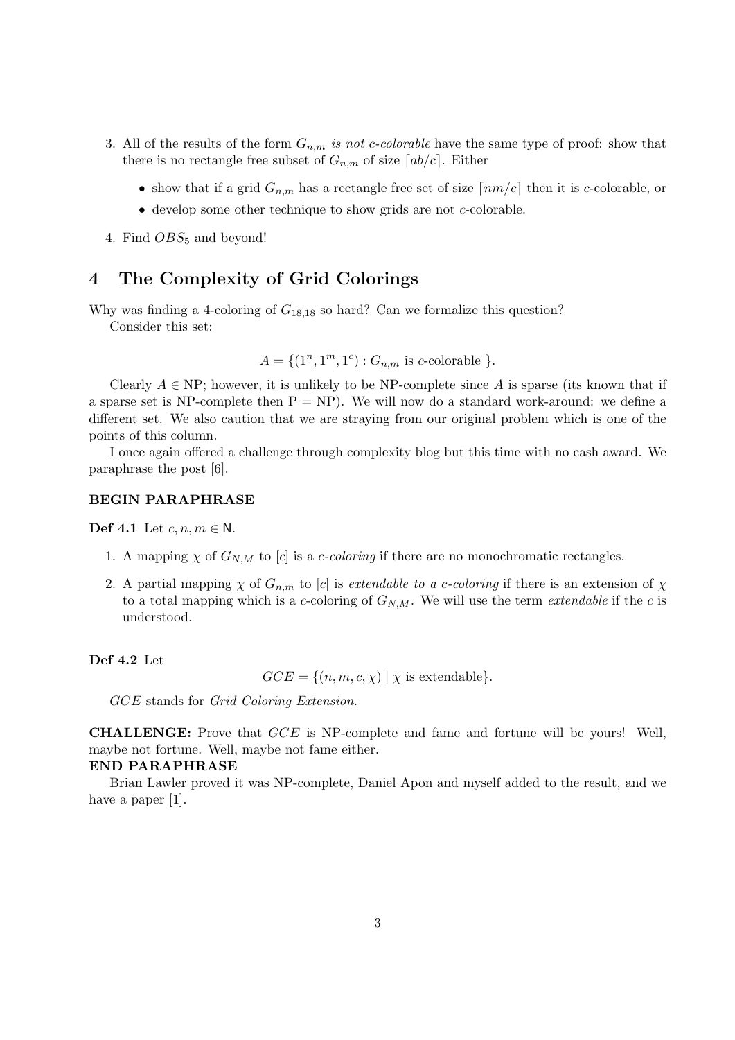3. All of the results of the form $G_{n,m}$ *is not c-colorable* have the same type of proof: show that there is no rectangle free subset of $G_{n,m}$ of size $\lceil ab/c \rceil$. Either

   - show that if a grid $G_{n,m}$ has a rectangle free set of size $\lceil nm/c \rceil$ then it is $c$-colorable, or
   - develop some other technique to show grids are not $c$-colorable.

4. Find $OBS_5$ and beyond!

# 4 The Complexity of Grid Colorings

Why was finding a 4-coloring of $G_{18,18}$ so hard? Can we formalize this question?

Consider this set:

$$A = \{(1^n, 1^m, 1^c) : G_{n,m} \text{ is } c\text{-colorable } \}.$$

Clearly $A \in \text{NP}$; however, it is unlikely to be NP-complete since $A$ is sparse (its known that if a sparse set is NP-complete then $\text{P} = \text{NP}$). We will now do a standard work-around: we define a different set. We also caution that we are straying from our original problem which is one of the points of this column.

I once again offered a challenge through complexity blog but this time with no cash award. We paraphrase the post [6].

**BEGIN PARAPHRASE**

**Def 4.1** Let $c, n, m \in \mathsf{N}$.

1. A mapping $\chi$ of $G_{N,M}$ to $[c]$ is a *c-coloring* if there are no monochromatic rectangles.
2. A partial mapping $\chi$ of $G_{n,m}$ to $[c]$ is *extendable to a c-coloring* if there is an extension of $\chi$ to a total mapping which is a $c$-coloring of $G_{N,M}$. We will use the term *extendable* if the $c$ is understood.

**Def 4.2** Let

$$GCE = \{(n, m, c, \chi) \mid \chi \text{ is extendable}\}.$$

*GCE* stands for *Grid Coloring Extension.*

**CHALLENGE:** Prove that *GCE* is NP-complete and fame and fortune will be yours! Well, maybe not fortune. Well, maybe not fame either.

**END PARAPHRASE**

Brian Lawler proved it was NP-complete, Daniel Apon and myself added to the result, and we have a paper [1].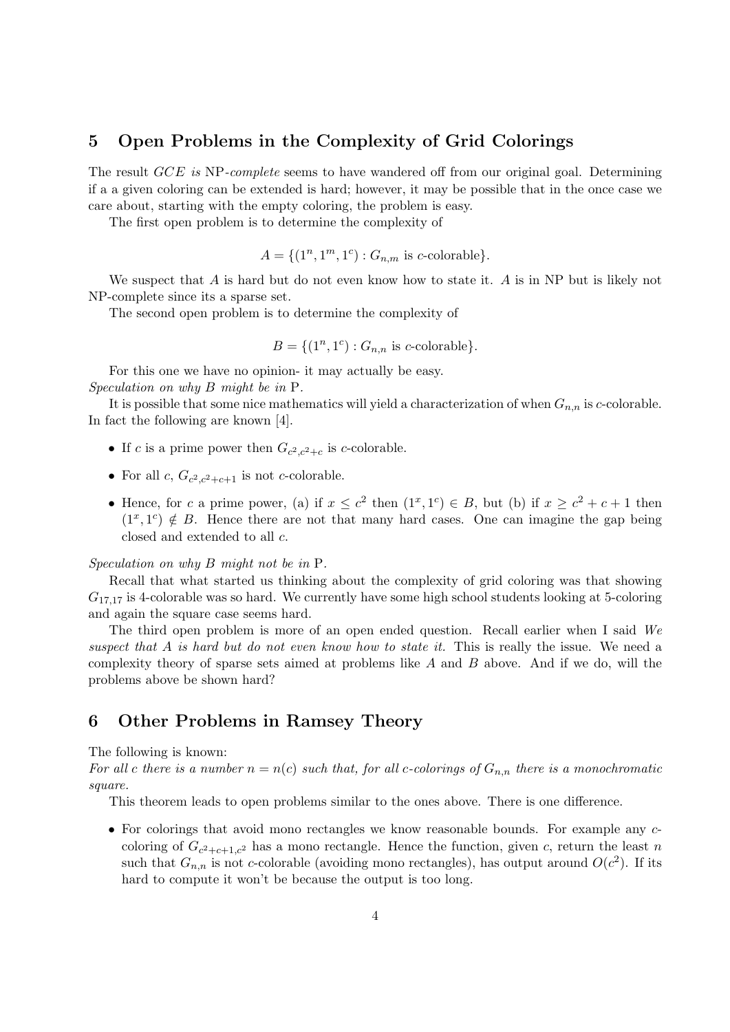## 5 Open Problems in the Complexity of Grid Colorings

The result *GCE is* NP*-complete* seems to have wandered off from our original goal. Determining if a a given coloring can be extended is hard; however, it may be possible that in the once case we care about, starting with the empty coloring, the problem is easy.

The first open problem is to determine the complexity of

$$A = \{(1^n, 1^m, 1^c) : G_{n,m} \text{ is } c\text{-colorable}\}.$$

We suspect that $A$ is hard but do not even know how to state it. $A$ is in NP but is likely not NP-complete since its a sparse set.

The second open problem is to determine the complexity of

$$B = \{(1^n, 1^c) : G_{n,n} \text{ is } c\text{-colorable}\}.$$

For this one we have no opinion- it may actually be easy.

*Speculation on why $B$ might be in* P*.*

It is possible that some nice mathematics will yield a characterization of when $G_{n,n}$ is $c$-colorable. In fact the following are known [4].

- If $c$ is a prime power then $G_{c^2,c^2+c}$ is $c$-colorable.
- For all $c$, $G_{c^2,c^2+c+1}$ is not $c$-colorable.
- Hence, for $c$ a prime power, (a) if $x \le c^2$ then $(1^x, 1^c) \in B$, but (b) if $x \ge c^2 + c + 1$ then $(1^x, 1^c) \notin B$. Hence there are not that many hard cases. One can imagine the gap being closed and extended to all $c$.

*Speculation on why $B$ might not be in* P*.*

Recall that what started us thinking about the complexity of grid coloring was that showing $G_{17,17}$ is 4-colorable was so hard. We currently have some high school students looking at 5-coloring and again the square case seems hard.

The third open problem is more of an open ended question. Recall earlier when I said *We suspect that A is hard but do not even know how to state it.* This is really the issue. We need a complexity theory of sparse sets aimed at problems like $A$ and $B$ above. And if we do, will the problems above be shown hard?

## 6 Other Problems in Ramsey Theory

The following is known:

*For all c there is a number $n = n(c)$ such that, for all c-colorings of $G_{n,n}$ there is a monochromatic square.*

This theorem leads to open problems similar to the ones above. There is one difference.

- For colorings that avoid mono rectangles we know reasonable bounds. For example any $c$-coloring of $G_{c^2+c+1,c^2}$ has a mono rectangle. Hence the function, given $c$, return the least $n$ such that $G_{n,n}$ is not $c$-colorable (avoiding mono rectangles), has output around $O(c^2)$. If its hard to compute it won't be because the output is too long.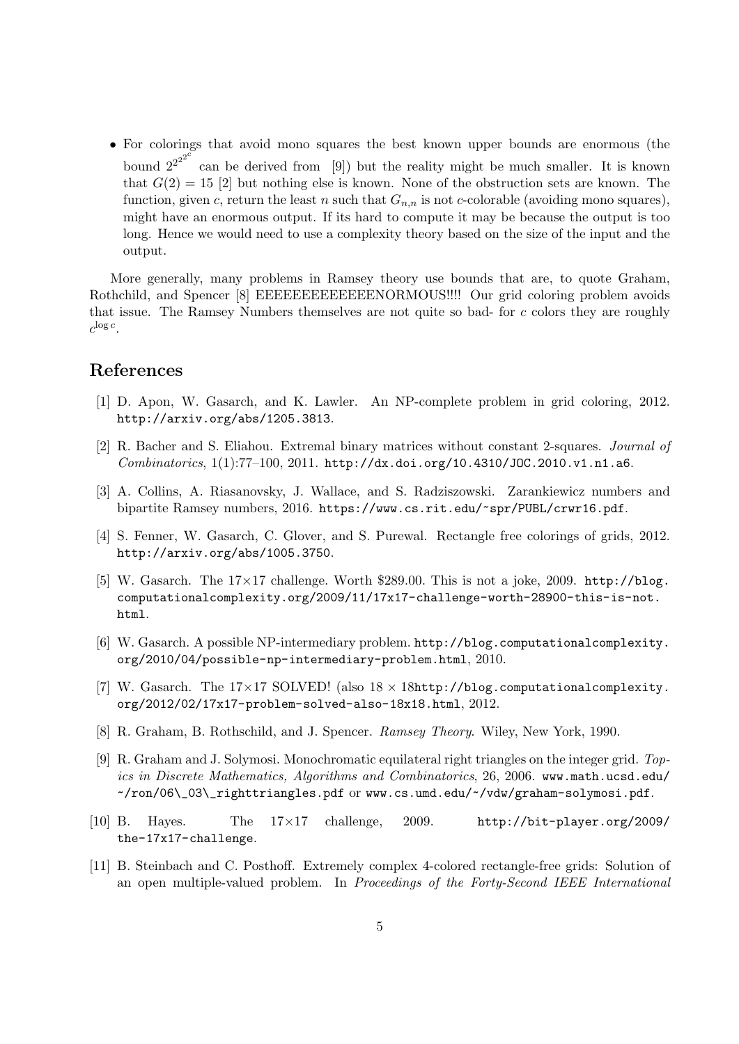- For colorings that avoid mono squares the best known upper bounds are enormous (the bound $2^{2^{2^{2^c}}}$ can be derived from [9]) but the reality might be much smaller. It is known that $G(2) = 15$ [2] but nothing else is known. None of the obstruction sets are known. The function, given $c$, return the least $n$ such that $G_{n,n}$ is not $c$-colorable (avoiding mono squares), might have an enormous output. If its hard to compute it may be because the output is too long. Hence we would need to use a complexity theory based on the size of the input and the output.

More generally, many problems in Ramsey theory use bounds that are, to quote Graham, Rothchild, and Spencer [8] EEEEEEEEEEEEEENORMOUS!!!! Our grid coloring problem avoids that issue. The Ramsey Numbers themselves are not quite so bad- for $c$ colors they are roughly $c^{\log c}$.

## References

[1] D. Apon, W. Gasarch, and K. Lawler. An NP-complete problem in grid coloring, 2012. http://arxiv.org/abs/1205.3813.

[2] R. Bacher and S. Eliahou. Extremal binary matrices without constant 2-squares. *Journal of Combinatorics*, 1(1):77–100, 2011. http://dx.doi.org/10.4310/JOC.2010.v1.n1.a6.

[3] A. Collins, A. Riasanovsky, J. Wallace, and S. Radziszowski. Zarankiewicz numbers and bipartite Ramsey numbers, 2016. https://www.cs.rit.edu/~spr/PUBL/crwr16.pdf.

[4] S. Fenner, W. Gasarch, C. Glover, and S. Purewal. Rectangle free colorings of grids, 2012. http://arxiv.org/abs/1005.3750.

[5] W. Gasarch. The 17×17 challenge. Worth $289.00. This is not a joke, 2009. http://blog.computationalcomplexity.org/2009/11/17x17-challenge-worth-28900-this-is-not.html.

[6] W. Gasarch. A possible NP-intermediary problem. http://blog.computationalcomplexity.org/2010/04/possible-np-intermediary-problem.html, 2010.

[7] W. Gasarch. The 17×17 SOLVED! (also 18 × 18http://blog.computationalcomplexity.org/2012/02/17x17-problem-solved-also-18x18.html, 2012.

[8] R. Graham, B. Rothschild, and J. Spencer. *Ramsey Theory*. Wiley, New York, 1990.

[9] R. Graham and J. Solymosi. Monochromatic equilateral right triangles on the integer grid. *Topics in Discrete Mathematics, Algorithms and Combinatorics*, 26, 2006. www.math.ucsd.edu/~/ron/06\_03\_righttriangles.pdf or www.cs.umd.edu/~/vdw/graham-solymosi.pdf.

[10] B. Hayes. The 17×17 challenge, 2009. http://bit-player.org/2009/the-17x17-challenge.

[11] B. Steinbach and C. Posthoff. Extremely complex 4-colored rectangle-free grids: Solution of an open multiple-valued problem. In *Proceedings of the Forty-Second IEEE International*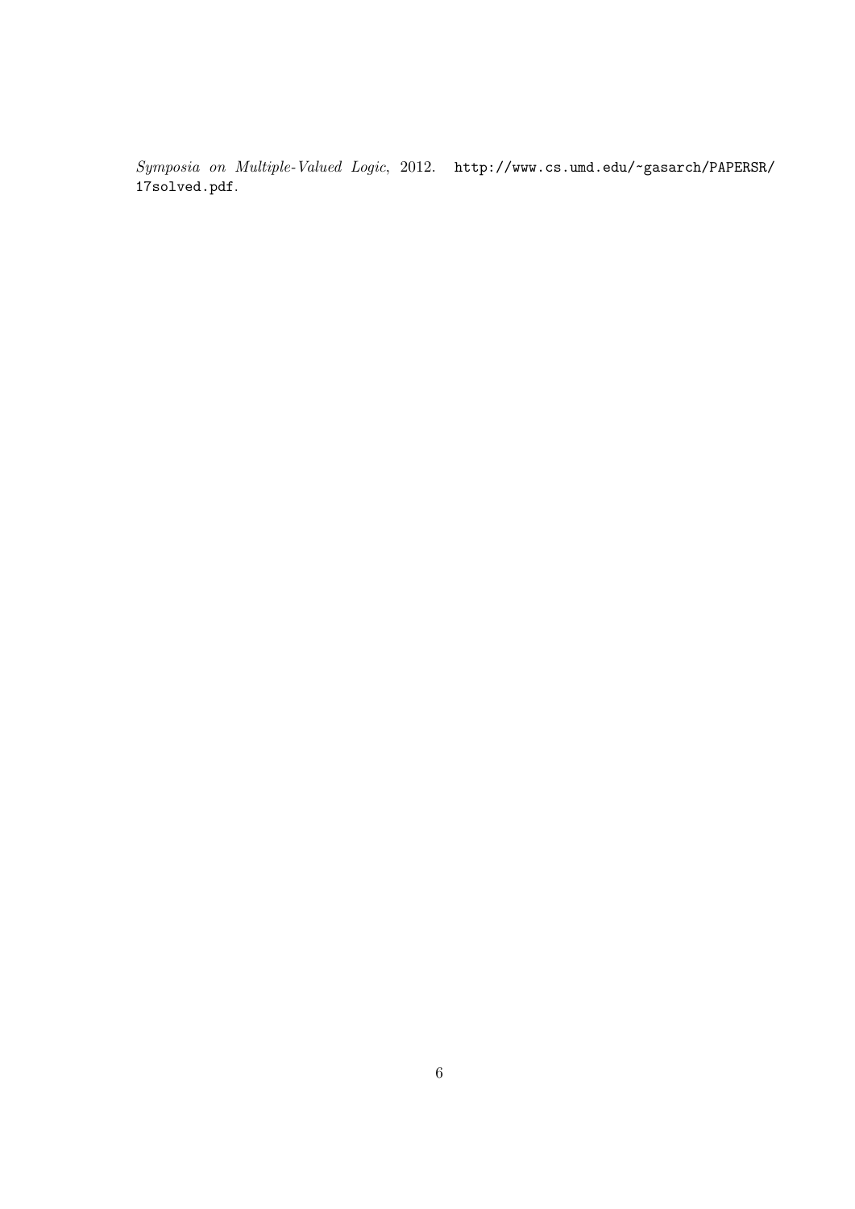*Symposia on Multiple-Valued Logic*, 2012. http://www.cs.umd.edu/~gasarch/PAPERSR/17solved.pdf.